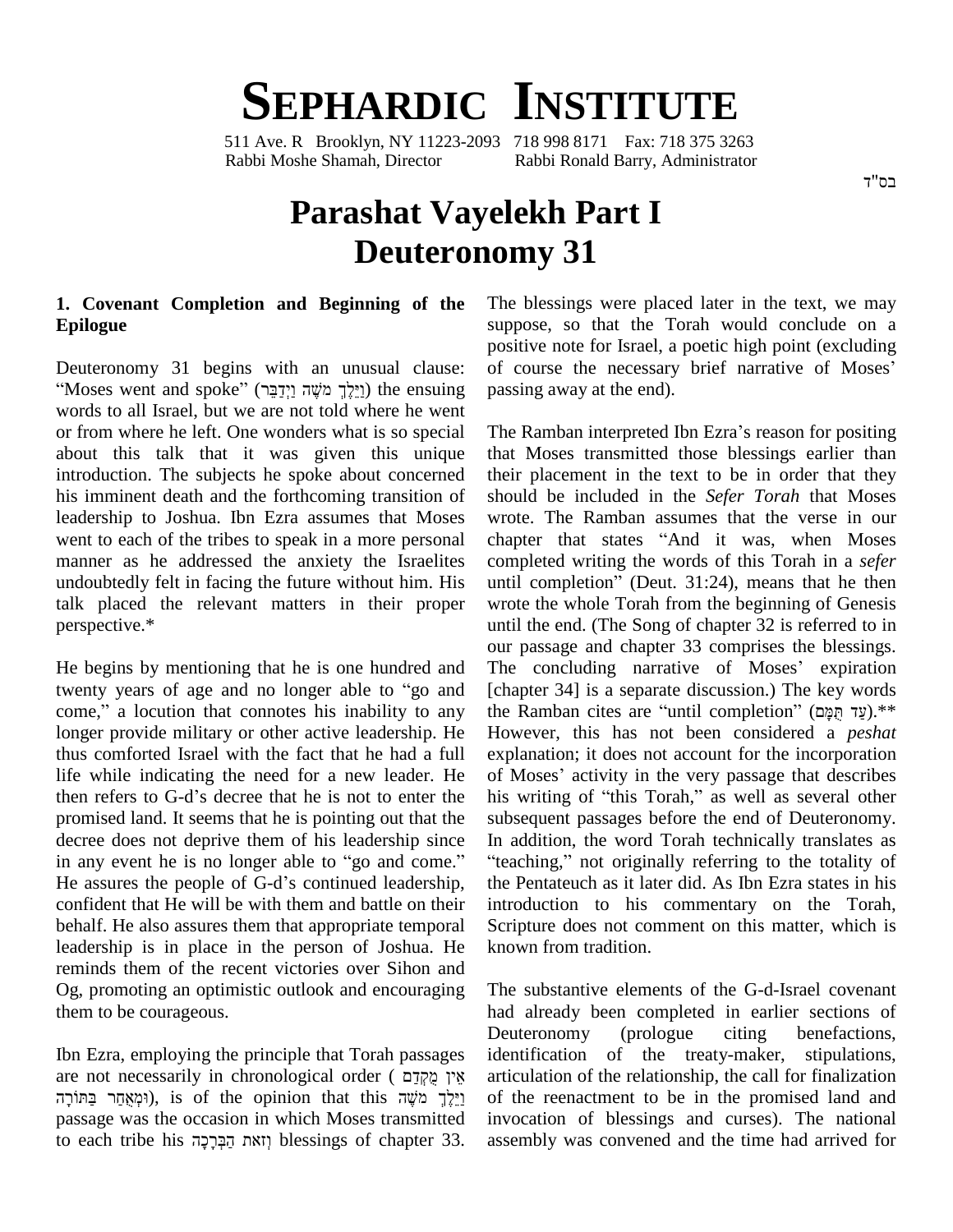# SEPHARDIC INSTITUTE

511 Ave. R Brooklyn, NY 11223-2093 718 998 8171 Fax: 718 375 3263
Rabbi Moshe Shamah, Director Rabbi Ronald Barry, Administrator

בס"ד

# Parashat Vayelekh Part I
# Deuteronomy 31

### 1. Covenant Completion and Beginning of the Epilogue

Deuteronomy 31 begins with an unusual clause: "Moses went and spoke" (וַיֵּלֶךְ מֹשֶׁה וַיְדַבֵּר) the ensuing words to all Israel, but we are not told where he went or from where he left. One wonders what is so special about this talk that it was given this unique introduction. The subjects he spoke about concerned his imminent death and the forthcoming transition of leadership to Joshua. Ibn Ezra assumes that Moses went to each of the tribes to speak in a more personal manner as he addressed the anxiety the Israelites undoubtedly felt in facing the future without him. His talk placed the relevant matters in their proper perspective.*

He begins by mentioning that he is one hundred and twenty years of age and no longer able to "go and come," a locution that connotes his inability to any longer provide military or other active leadership. He thus comforted Israel with the fact that he had a full life while indicating the need for a new leader. He then refers to G-d's decree that he is not to enter the promised land. It seems that he is pointing out that the decree does not deprive them of his leadership since in any event he is no longer able to "go and come." He assures the people of G-d's continued leadership, confident that He will be with them and battle on their behalf. He also assures them that appropriate temporal leadership is in place in the person of Joshua. He reminds them of the recent victories over Sihon and Og, promoting an optimistic outlook and encouraging them to be courageous.

Ibn Ezra, employing the principle that Torah passages are not necessarily in chronological order (אֵין מֻקְדָּם וּמְאֻחָר בַּתּוֹרָה), is of the opinion that this וַיֵּלֶךְ מֹשֶׁה passage was the occasion in which Moses transmitted to each tribe his וְזֹאת הַבְּרָכָה blessings of chapter 33. The blessings were placed later in the text, we may suppose, so that the Torah would conclude on a positive note for Israel, a poetic high point (excluding of course the necessary brief narrative of Moses' passing away at the end).

The Ramban interpreted Ibn Ezra's reason for positing that Moses transmitted those blessings earlier than their placement in the text to be in order that they should be included in the *Sefer Torah* that Moses wrote. The Ramban assumes that the verse in our chapter that states "And it was, when Moses completed writing the words of this Torah in a *sefer* until completion" (Deut. 31:24), means that he then wrote the whole Torah from the beginning of Genesis until the end. (The Song of chapter 32 is referred to in our passage and chapter 33 comprises the blessings. The concluding narrative of Moses' expiration [chapter 34] is a separate discussion.) The key words the Ramban cites are "until completion" (עַד תֻּמָּם).** However, this has not been considered a *peshat* explanation; it does not account for the incorporation of Moses' activity in the very passage that describes his writing of "this Torah," as well as several other subsequent passages before the end of Deuteronomy. In addition, the word Torah technically translates as "teaching," not originally referring to the totality of the Pentateuch as it later did. As Ibn Ezra states in his introduction to his commentary on the Torah, Scripture does not comment on this matter, which is known from tradition.

The substantive elements of the G-d-Israel covenant had already been completed in earlier sections of Deuteronomy (prologue citing benefactions, identification of the treaty-maker, stipulations, articulation of the relationship, the call for finalization of the reenactment to be in the promised land and invocation of blessings and curses). The national assembly was convened and the time had arrived for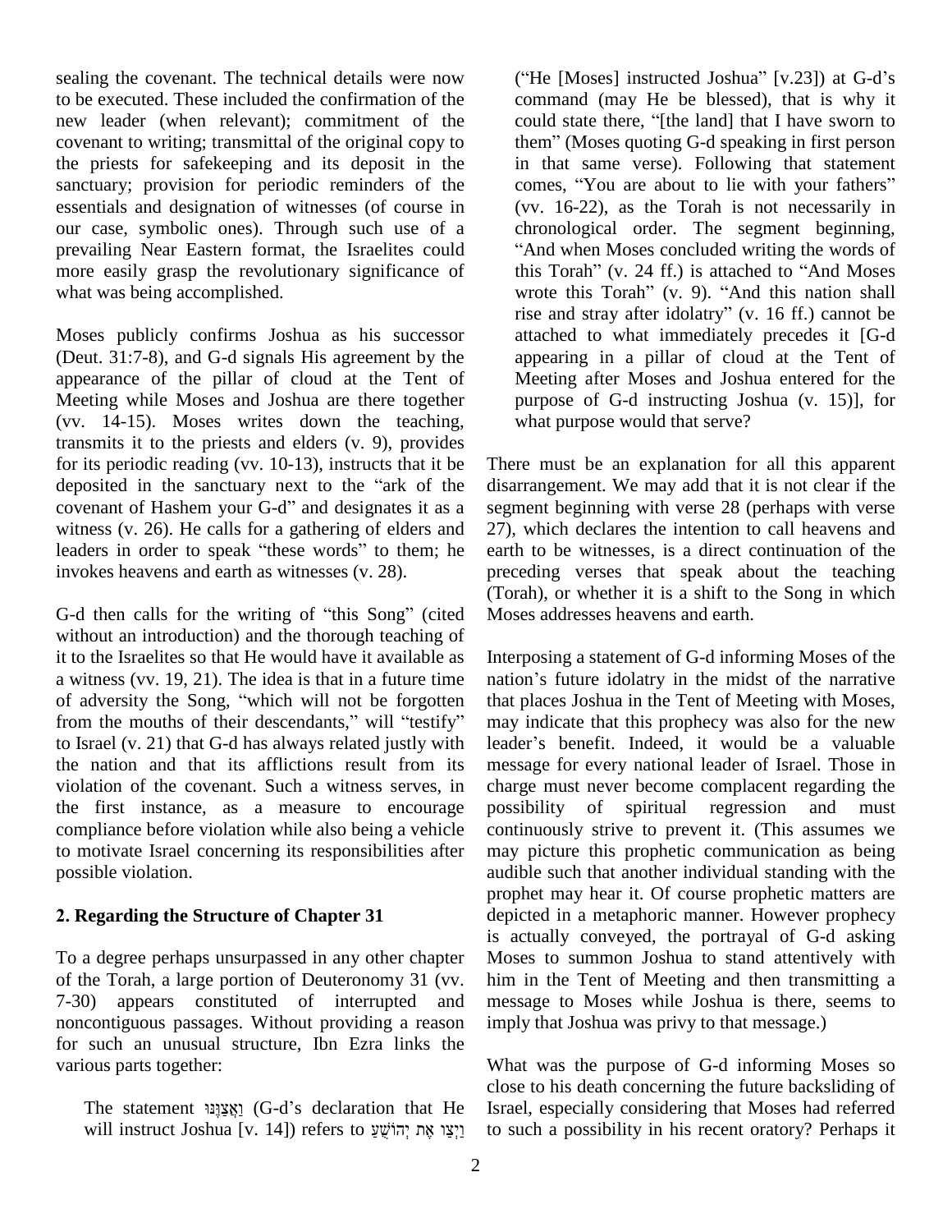sealing the covenant. The technical details were now to be executed. These included the confirmation of the new leader (when relevant); commitment of the covenant to writing; transmittal of the original copy to the priests for safekeeping and its deposit in the sanctuary; provision for periodic reminders of the essentials and designation of witnesses (of course in our case, symbolic ones). Through such use of a prevailing Near Eastern format, the Israelites could more easily grasp the revolutionary significance of what was being accomplished.

Moses publicly confirms Joshua as his successor (Deut. 31:7-8), and G-d signals His agreement by the appearance of the pillar of cloud at the Tent of Meeting while Moses and Joshua are there together (vv. 14-15). Moses writes down the teaching, transmits it to the priests and elders (v. 9), provides for its periodic reading (vv. 10-13), instructs that it be deposited in the sanctuary next to the "ark of the covenant of Hashem your G-d" and designates it as a witness (v. 26). He calls for a gathering of elders and leaders in order to speak "these words" to them; he invokes heavens and earth as witnesses (v. 28).

G-d then calls for the writing of "this Song" (cited without an introduction) and the thorough teaching of it to the Israelites so that He would have it available as a witness (vv. 19, 21). The idea is that in a future time of adversity the Song, "which will not be forgotten from the mouths of their descendants," will "testify" to Israel (v. 21) that G-d has always related justly with the nation and that its afflictions result from its violation of the covenant. Such a witness serves, in the first instance, as a measure to encourage compliance before violation while also being a vehicle to motivate Israel concerning its responsibilities after possible violation.

## 2. Regarding the Structure of Chapter 31

To a degree perhaps unsurpassed in any other chapter of the Torah, a large portion of Deuteronomy 31 (vv. 7-30) appears constituted of interrupted and noncontiguous passages. Without providing a reason for such an unusual structure, Ibn Ezra links the various parts together:

> The statement וַאֲצַוֶּנּוּ (G-d's declaration that He will instruct Joshua [v. 14]) refers to וַיְצַו אֶת יְהוֹשֻׁעַ ("He [Moses] instructed Joshua" [v.23]) at G-d's command (may He be blessed), that is why it could state there, "[the land] that I have sworn to them" (Moses quoting G-d speaking in first person in that same verse). Following that statement comes, "You are about to lie with your fathers" (vv. 16-22), as the Torah is not necessarily in chronological order. The segment beginning, "And when Moses concluded writing the words of this Torah" (v. 24 ff.) is attached to "And Moses wrote this Torah" (v. 9). "And this nation shall rise and stray after idolatry" (v. 16 ff.) cannot be attached to what immediately precedes it [G-d appearing in a pillar of cloud at the Tent of Meeting after Moses and Joshua entered for the purpose of G-d instructing Joshua (v. 15)], for what purpose would that serve?

There must be an explanation for all this apparent disarrangement. We may add that it is not clear if the segment beginning with verse 28 (perhaps with verse 27), which declares the intention to call heavens and earth to be witnesses, is a direct continuation of the preceding verses that speak about the teaching (Torah), or whether it is a shift to the Song in which Moses addresses heavens and earth.

Interposing a statement of G-d informing Moses of the nation's future idolatry in the midst of the narrative that places Joshua in the Tent of Meeting with Moses, may indicate that this prophecy was also for the new leader's benefit. Indeed, it would be a valuable message for every national leader of Israel. Those in charge must never become complacent regarding the possibility of spiritual regression and must continuously strive to prevent it. (This assumes we may picture this prophetic communication as being audible such that another individual standing with the prophet may hear it. Of course prophetic matters are depicted in a metaphoric manner. However prophecy is actually conveyed, the portrayal of G-d asking Moses to summon Joshua to stand attentively with him in the Tent of Meeting and then transmitting a message to Moses while Joshua is there, seems to imply that Joshua was privy to that message.)

What was the purpose of G-d informing Moses so close to his death concerning the future backsliding of Israel, especially considering that Moses had referred to such a possibility in his recent oratory? Perhaps it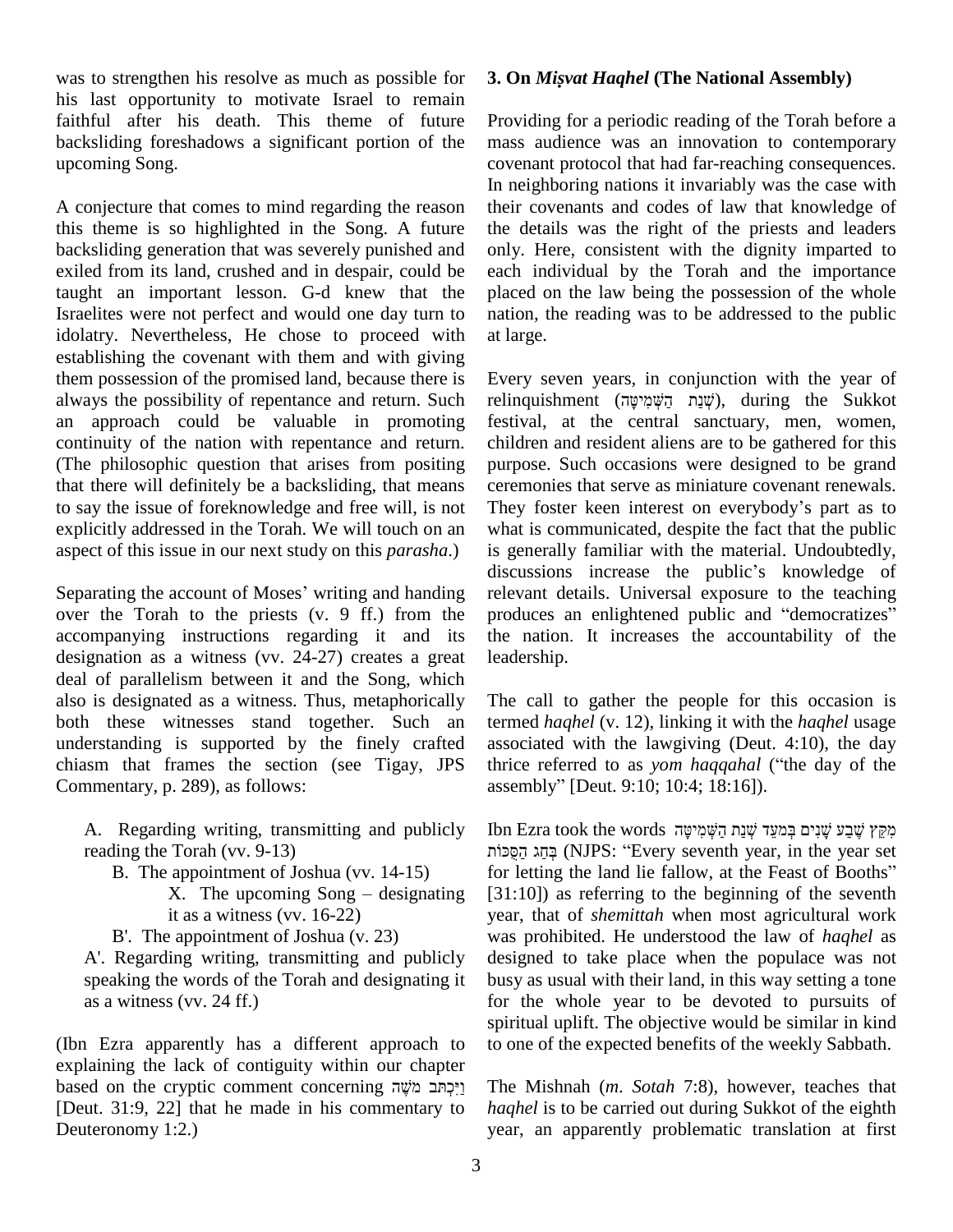was to strengthen his resolve as much as possible for his last opportunity to motivate Israel to remain faithful after his death. This theme of future backsliding foreshadows a significant portion of the upcoming Song.

A conjecture that comes to mind regarding the reason this theme is so highlighted in the Song. A future backsliding generation that was severely punished and exiled from its land, crushed and in despair, could be taught an important lesson. G-d knew that the Israelites were not perfect and would one day turn to idolatry. Nevertheless, He chose to proceed with establishing the covenant with them and with giving them possession of the promised land, because there is always the possibility of repentance and return. Such an approach could be valuable in promoting continuity of the nation with repentance and return. (The philosophic question that arises from positing that there will definitely be a backsliding, that means to say the issue of foreknowledge and free will, is not explicitly addressed in the Torah. We will touch on an aspect of this issue in our next study on this *parasha*.)

Separating the account of Moses' writing and handing over the Torah to the priests (v. 9 ff.) from the accompanying instructions regarding it and its designation as a witness (vv. 24-27) creates a great deal of parallelism between it and the Song, which also is designated as a witness. Thus, metaphorically both these witnesses stand together. Such an understanding is supported by the finely crafted chiasm that frames the section (see Tigay, JPS Commentary, p. 289), as follows:

A. Regarding writing, transmitting and publicly reading the Torah (vv. 9-13)

  B. The appointment of Joshua (vv. 14-15)

    X. The upcoming Song – designating it as a witness (vv. 16-22)

  B'. The appointment of Joshua (v. 23)

A'. Regarding writing, transmitting and publicly speaking the words of the Torah and designating it as a witness (vv. 24 ff.)

(Ibn Ezra apparently has a different approach to explaining the lack of contiguity within our chapter based on the cryptic comment concerning וַיִּכְתֹּב מֹשֶׁה [Deut. 31:9, 22] that he made in his commentary to Deuteronomy 1:2.)

## 3. On *Mișvat Haqhel* (The National Assembly)

Providing for a periodic reading of the Torah before a mass audience was an innovation to contemporary covenant protocol that had far-reaching consequences. In neighboring nations it invariably was the case with their covenants and codes of law that knowledge of the details was the right of the priests and leaders only. Here, consistent with the dignity imparted to each individual by the Torah and the importance placed on the law being the possession of the whole nation, the reading was to be addressed to the public at large.

Every seven years, in conjunction with the year of relinquishment (שְׁנַת הַשְּׁמִטָּה), during the Sukkot festival, at the central sanctuary, men, women, children and resident aliens are to be gathered for this purpose. Such occasions were designed to be grand ceremonies that serve as miniature covenant renewals. They foster keen interest on everybody's part as to what is communicated, despite the fact that the public is generally familiar with the material. Undoubtedly, discussions increase the public's knowledge of relevant details. Universal exposure to the teaching produces an enlightened public and "democratizes" the nation. It increases the accountability of the leadership.

The call to gather the people for this occasion is termed *haqhel* (v. 12), linking it with the *haqhel* usage associated with the lawgiving (Deut. 4:10), the day thrice referred to as *yom haqqahal* ("the day of the assembly" [Deut. 9:10; 10:4; 18:16]).

Ibn Ezra took the words מִקֵּץ שֶׁבַע שָׁנִים בְּמֹעֵד שְׁנַת הַשְּׁמִטָּה בְּחַג הַסֻּכּוֹת (NJPS: "Every seventh year, in the year set for letting the land lie fallow, at the Feast of Booths" [31:10]) as referring to the beginning of the seventh year, that of *shemittah* when most agricultural work was prohibited. He understood the law of *haqhel* as designed to take place when the populace was not busy as usual with their land, in this way setting a tone for the whole year to be devoted to pursuits of spiritual uplift. The objective would be similar in kind to one of the expected benefits of the weekly Sabbath.

The Mishnah (*m. Sotah* 7:8), however, teaches that *haqhel* is to be carried out during Sukkot of the eighth year, an apparently problematic translation at first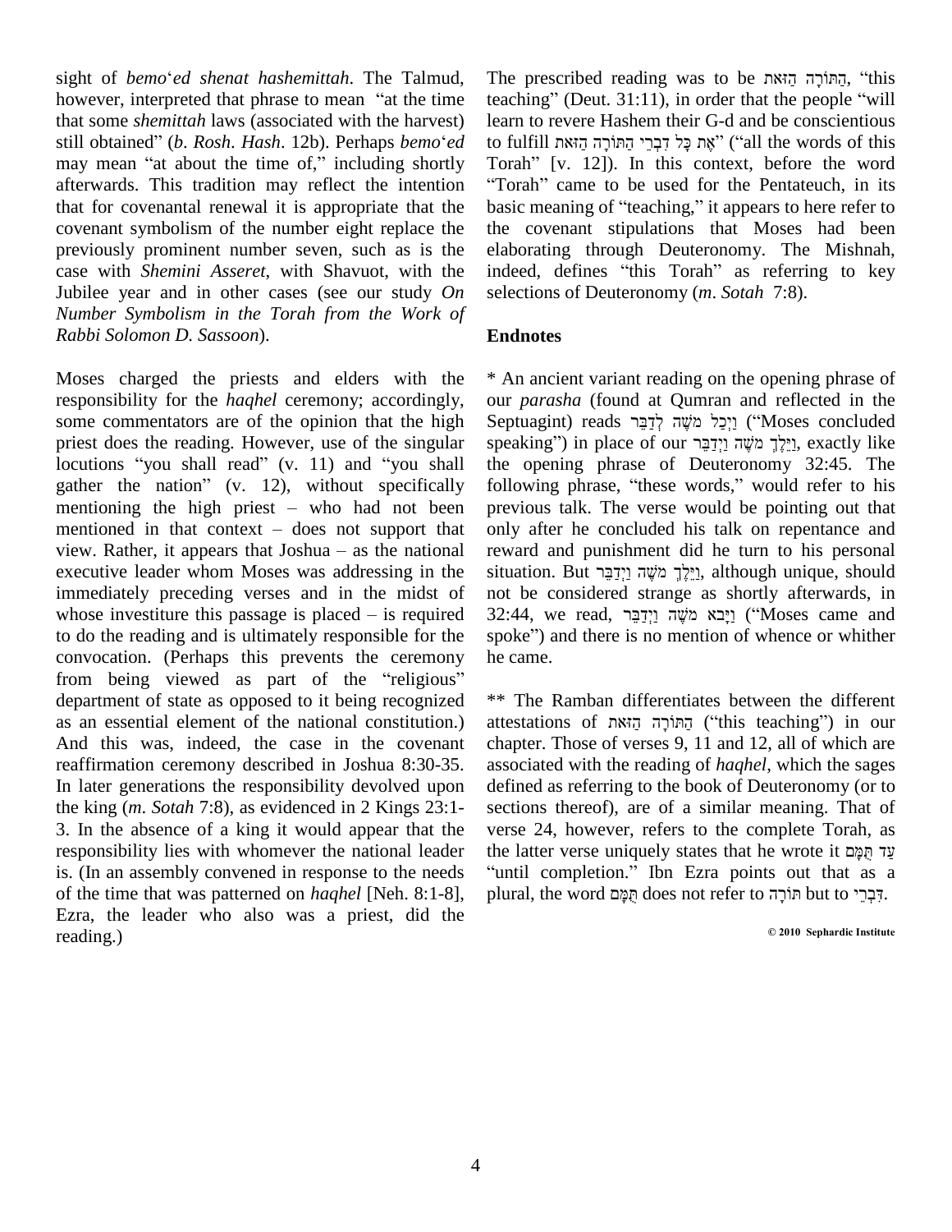sight of *bemo*'*ed shenat hashemittah*. The Talmud, however, interpreted that phrase to mean "at the time that some *shemittah* laws (associated with the harvest) still obtained" (*b*. *Rosh*. *Hash*. 12b). Perhaps *bemo*'*ed* may mean "at about the time of," including shortly afterwards. This tradition may reflect the intention that for covenantal renewal it is appropriate that the covenant symbolism of the number eight replace the previously prominent number seven, such as is the case with *Shemini Asseret*, with Shavuot, with the Jubilee year and in other cases (see our study *On Number Symbolism in the Torah from the Work of Rabbi Solomon D. Sassoon*).

Moses charged the priests and elders with the responsibility for the *haqhel* ceremony; accordingly, some commentators are of the opinion that the high priest does the reading. However, use of the singular locutions "you shall read" (v. 11) and "you shall gather the nation" (v. 12), without specifically mentioning the high priest – who had not been mentioned in that context – does not support that view. Rather, it appears that Joshua – as the national executive leader whom Moses was addressing in the immediately preceding verses and in the midst of whose investiture this passage is placed – is required to do the reading and is ultimately responsible for the convocation. (Perhaps this prevents the ceremony from being viewed as part of the "religious" department of state as opposed to it being recognized as an essential element of the national constitution.) And this was, indeed, the case in the covenant reaffirmation ceremony described in Joshua 8:30-35. In later generations the responsibility devolved upon the king (*m*. *Sotah* 7:8), as evidenced in 2 Kings 23:1-3. In the absence of a king it would appear that the responsibility lies with whomever the national leader is. (In an assembly convened in response to the needs of the time that was patterned on *haqhel* [Neh. 8:1-8], Ezra, the leader who also was a priest, did the reading.)

The prescribed reading was to be הַתּוֹרָה הַזֹּאת, "this teaching" (Deut. 31:11), in order that the people "will learn to revere Hashem their G-d and be conscientious to fulfill אֶת כָּל דִּבְרֵי הַתּוֹרָה הַזֹּאת" ("all the words of this Torah" [v. 12]). In this context, before the word "Torah" came to be used for the Pentateuch, in its basic meaning of "teaching," it appears to here refer to the covenant stipulations that Moses had been elaborating through Deuteronomy. The Mishnah, indeed, defines "this Torah" as referring to key selections of Deuteronomy (*m*. *Sotah* 7:8).

## Endnotes

* An ancient variant reading on the opening phrase of our *parasha* (found at Qumran and reflected in the Septuagint) reads וַיְכַל מֹשֶׁה לְדַבֵּר ("Moses concluded speaking") in place of our וַיֵּלֶךְ מֹשֶׁה וַיְדַבֵּר, exactly like the opening phrase of Deuteronomy 32:45. The following phrase, "these words," would refer to his previous talk. The verse would be pointing out that only after he concluded his talk on repentance and reward and punishment did he turn to his personal situation. But וַיֵּלֶךְ מֹשֶׁה וַיְדַבֵּר, although unique, should not be considered strange as shortly afterwards, in 32:44, we read, וַיָּבֹא מֹשֶׁה וַיְדַבֵּר ("Moses came and spoke") and there is no mention of whence or whither he came.

** The Ramban differentiates between the different attestations of הַתּוֹרָה הַזֹּאת ("this teaching") in our chapter. Those of verses 9, 11 and 12, all of which are associated with the reading of *haqhel*, which the sages defined as referring to the book of Deuteronomy (or to sections thereof), are of a similar meaning. That of verse 24, however, refers to the complete Torah, as the latter verse uniquely states that he wrote it עַד תֻּמָּם "until completion." Ibn Ezra points out that as a plural, the word תֻּמָּם does not refer to תּוֹרָה but to דִּבְרֵי.

**© 2010 Sephardic Institute**